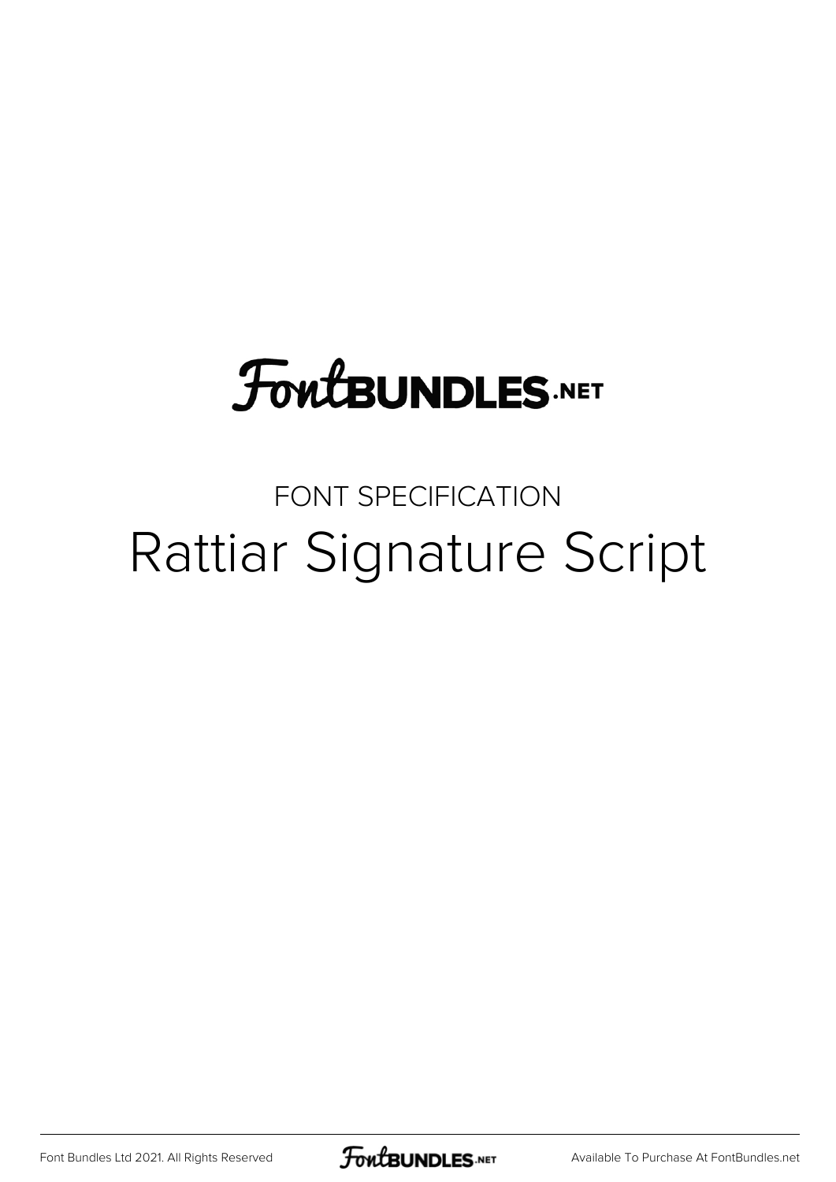# FontBUNDLES.NET

## FONT SPECIFICATION

# Rattiar Signature Script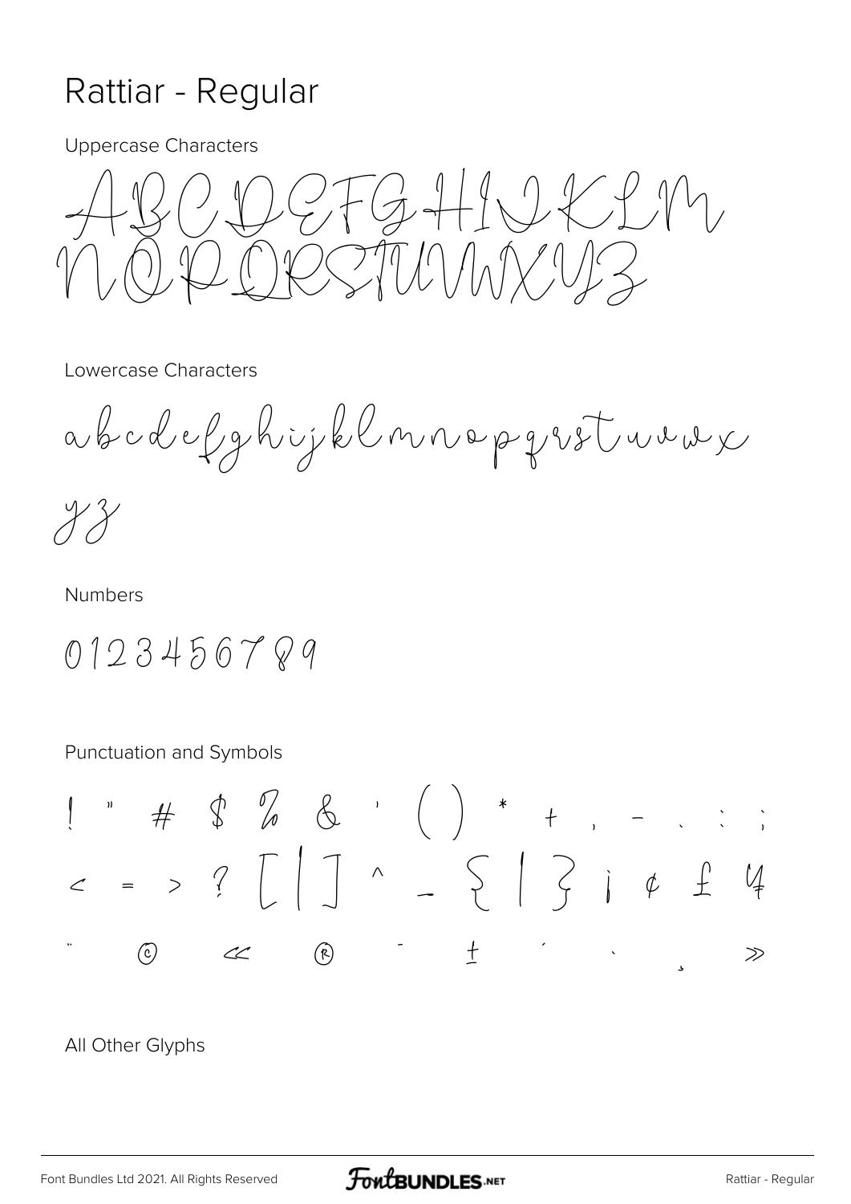# Rattiar - Regular

Uppercase Characters

ABCDEFGHIJKLM
NOPQRSTUVWXYZ

Lowercase Characters

abcdefghijklmnopqrstuvwx
yz

Numbers

0123456789

Punctuation and Symbols

! " # $ % & ' ( ) * + , - . : ;
< = > ? [ | ] ^ _ { | } ¡ ¢ £ ¥
¨ © « ® ¯ ± ´ · ¸ »

All Other Glyphs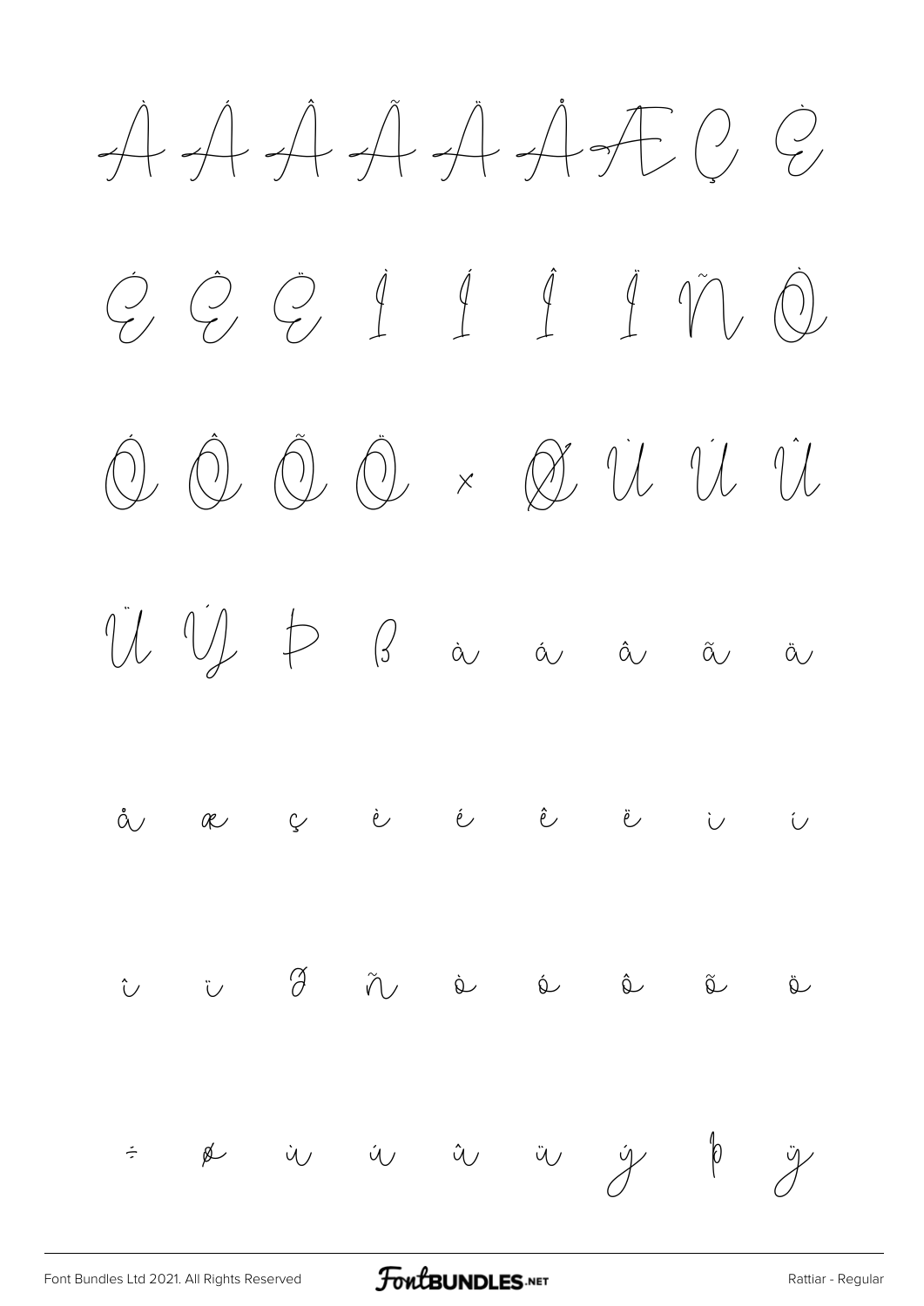À Á Â Ã Ä Å Æ Ç È

É Ê Ë Ì Í Î Ï Ñ Ò

Ó Ô Õ Ö × Ø Ù Ú Û

Ü Ý Þ ß à á â ã ä

å æ ç è é ê ë ì í

î ï ð ñ ò ó ô õ ö

÷ ø ù ú û ü ý þ ÿ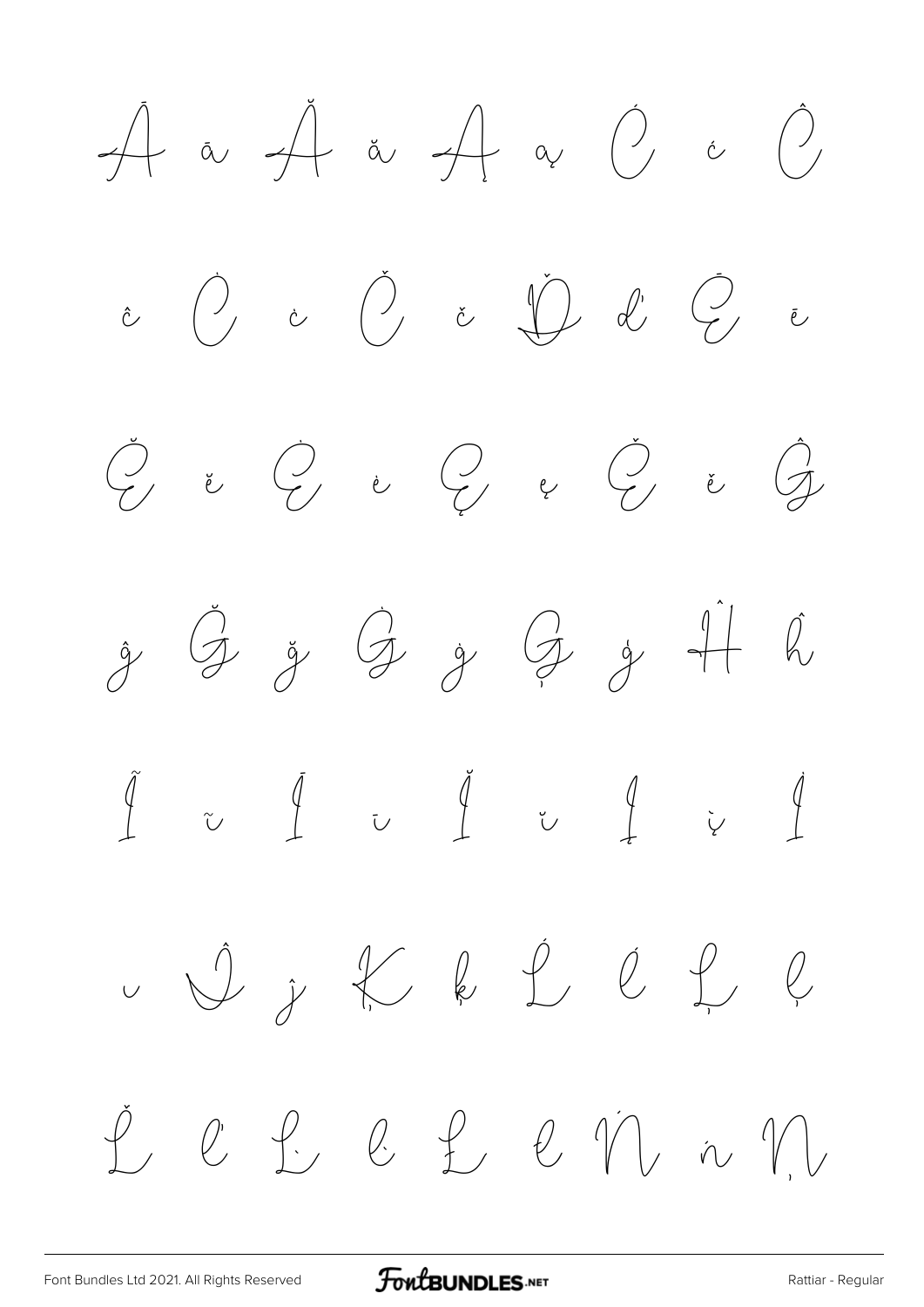Ā ā Ă ă Ą ą Ć ć Ĉ

ĉ Ċ ċ Č č Ď ď Ē ē

Ĕ ĕ Ė ė Ę ę Ě ě Ĝ

ĝ Ğ ğ Ġ ġ Ģ ģ Ĥ ĥ

Ĩ ĩ Ī ī Ĭ ĭ Į į İ

ı Ĵ ĵ Ķ ķ Ĺ ĺ Ļ ļ

Ľ ľ Ŀ ŀ Ł ł Ń ń Ņ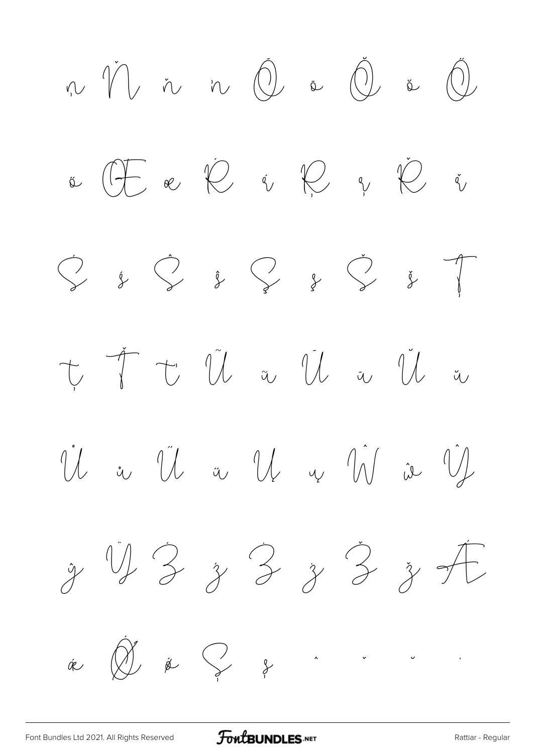ņ Ň ň ŉ Ō ō Ŏ ŏ Ő

ő Œ œ Ŕ ŕ Ŗ ŗ Ř ř

Ś ś Ŝ ŝ Ş ş Š š Ţ

ţ Ť ť Ũ ũ Ū ū Ŭ ŭ

Ů ů Ű ű Ų ų Ŵ ŵ Ŷ

ŷ Ÿ Ź ź Ż ż Ž ž Ǽ

ǽ Ǿ ǿ Ș ș ˆ ˇ ˘ ˙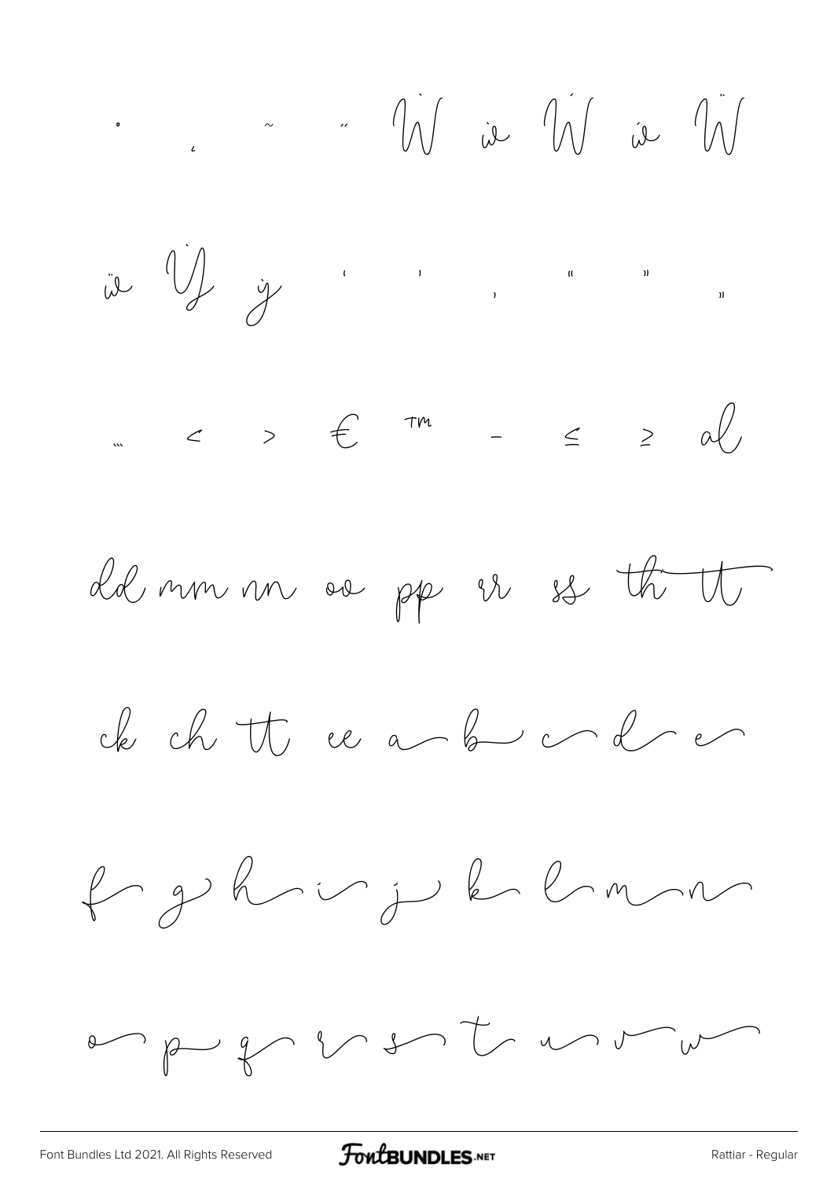˚ ¸ ˜ ˝ Ẁ ẁ Ẃ ẃ Ẅ

ẅ Ỳ ỳ ‘ ’ ‚ “ ” „

… ‹ › € ™ – ≤ ≥ al

dd mm nn oo pp rr ss th tt

ck ch tt ee a b c d e

f g h i j k l m n

o p q r s t u v w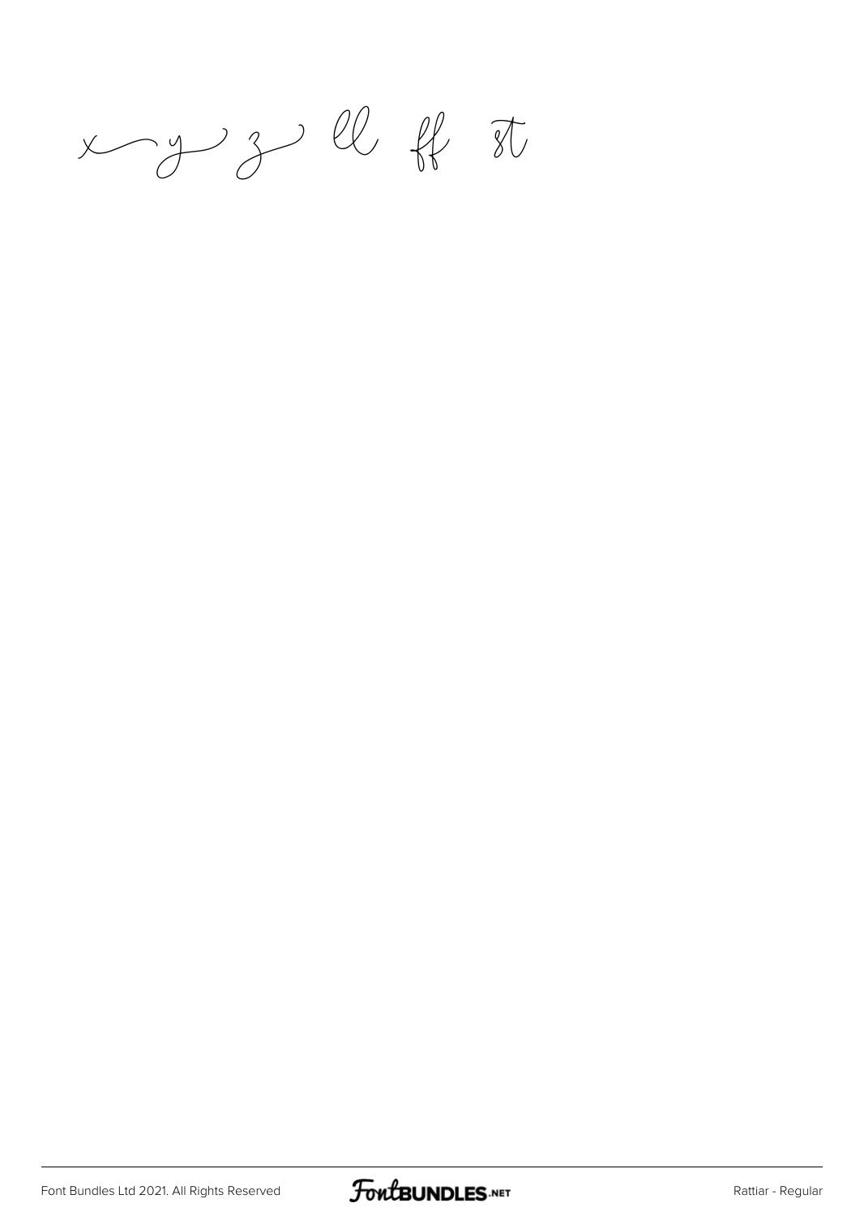x y z ll ff st